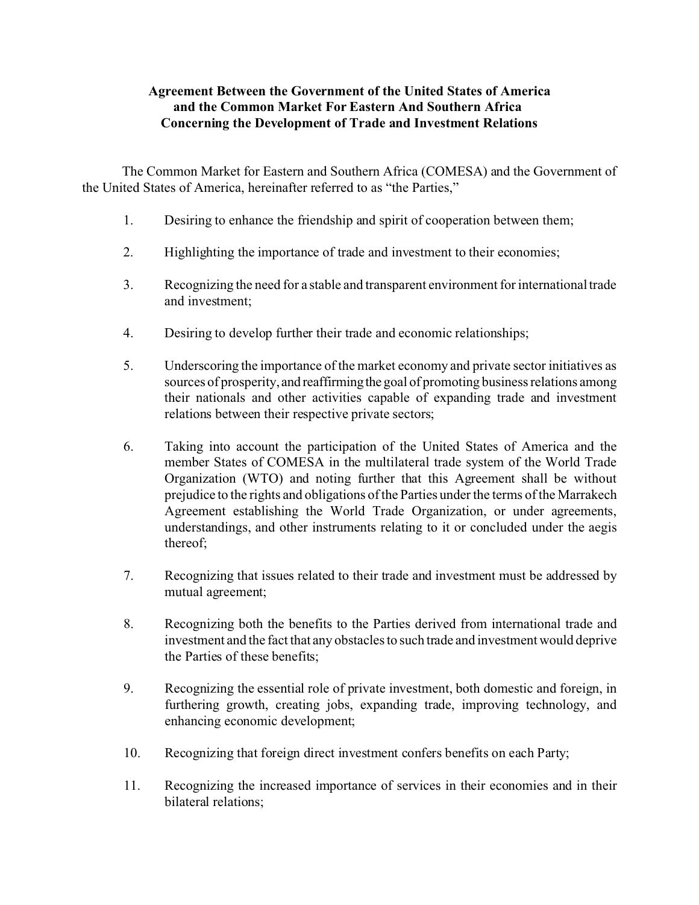**Agreement Between the Government of the United States of America and the Common Market For Eastern And Southern Africa Concerning the Development of Trade and Investment Relations**

The Common Market for Eastern and Southern Africa (COMESA) and the Government of the United States of America, hereinafter referred to as "the Parties,"

1. Desiring to enhance the friendship and spirit of cooperation between them;

2. Highlighting the importance of trade and investment to their economies;

3. Recognizing the need for a stable and transparent environment for international trade and investment;

4. Desiring to develop further their trade and economic relationships;

5. Underscoring the importance of the market economy and private sector initiatives as sources of prosperity, and reaffirming the goal of promoting business relations among their nationals and other activities capable of expanding trade and investment relations between their respective private sectors;

6. Taking into account the participation of the United States of America and the member States of COMESA in the multilateral trade system of the World Trade Organization (WTO) and noting further that this Agreement shall be without prejudice to the rights and obligations of the Parties under the terms of the Marrakech Agreement establishing the World Trade Organization, or under agreements, understandings, and other instruments relating to it or concluded under the aegis thereof;

7. Recognizing that issues related to their trade and investment must be addressed by mutual agreement;

8. Recognizing both the benefits to the Parties derived from international trade and investment and the fact that any obstacles to such trade and investment would deprive the Parties of these benefits;

9. Recognizing the essential role of private investment, both domestic and foreign, in furthering growth, creating jobs, expanding trade, improving technology, and enhancing economic development;

10. Recognizing that foreign direct investment confers benefits on each Party;

11. Recognizing the increased importance of services in their economies and in their bilateral relations;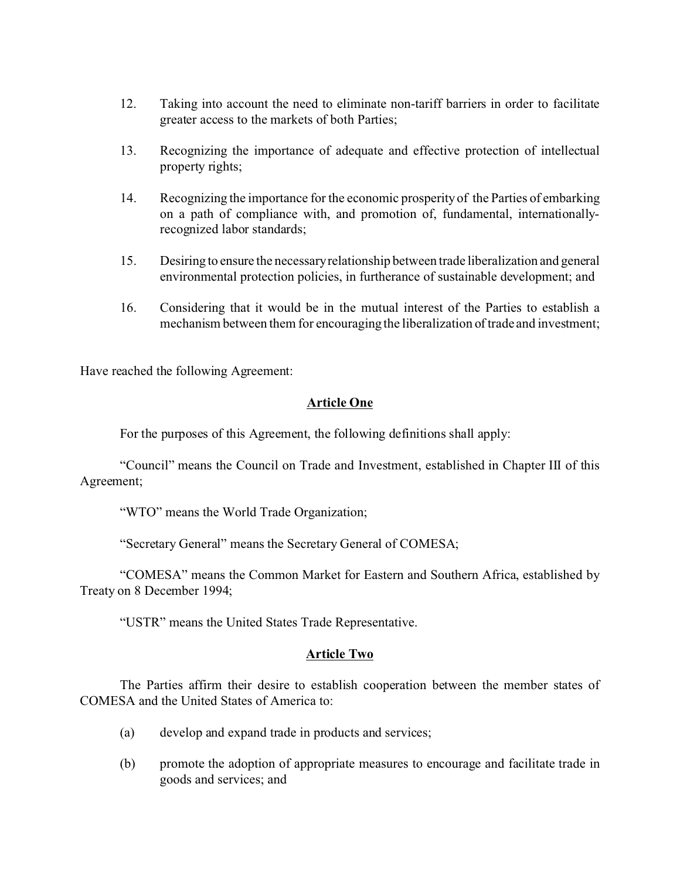12. Taking into account the need to eliminate non-tariff barriers in order to facilitate greater access to the markets of both Parties;

13. Recognizing the importance of adequate and effective protection of intellectual property rights;

14. Recognizing the importance for the economic prosperity of the Parties of embarking on a path of compliance with, and promotion of, fundamental, internationally-recognized labor standards;

15. Desiring to ensure the necessary relationship between trade liberalization and general environmental protection policies, in furtherance of sustainable development; and

16. Considering that it would be in the mutual interest of the Parties to establish a mechanism between them for encouraging the liberalization of trade and investment;

Have reached the following Agreement:

## **Article One**

For the purposes of this Agreement, the following definitions shall apply:

"Council" means the Council on Trade and Investment, established in Chapter III of this Agreement;

"WTO" means the World Trade Organization;

"Secretary General" means the Secretary General of COMESA;

"COMESA" means the Common Market for Eastern and Southern Africa, established by Treaty on 8 December 1994;

"USTR" means the United States Trade Representative.

## **Article Two**

The Parties affirm their desire to establish cooperation between the member states of COMESA and the United States of America to:

(a) develop and expand trade in products and services;

(b) promote the adoption of appropriate measures to encourage and facilitate trade in goods and services; and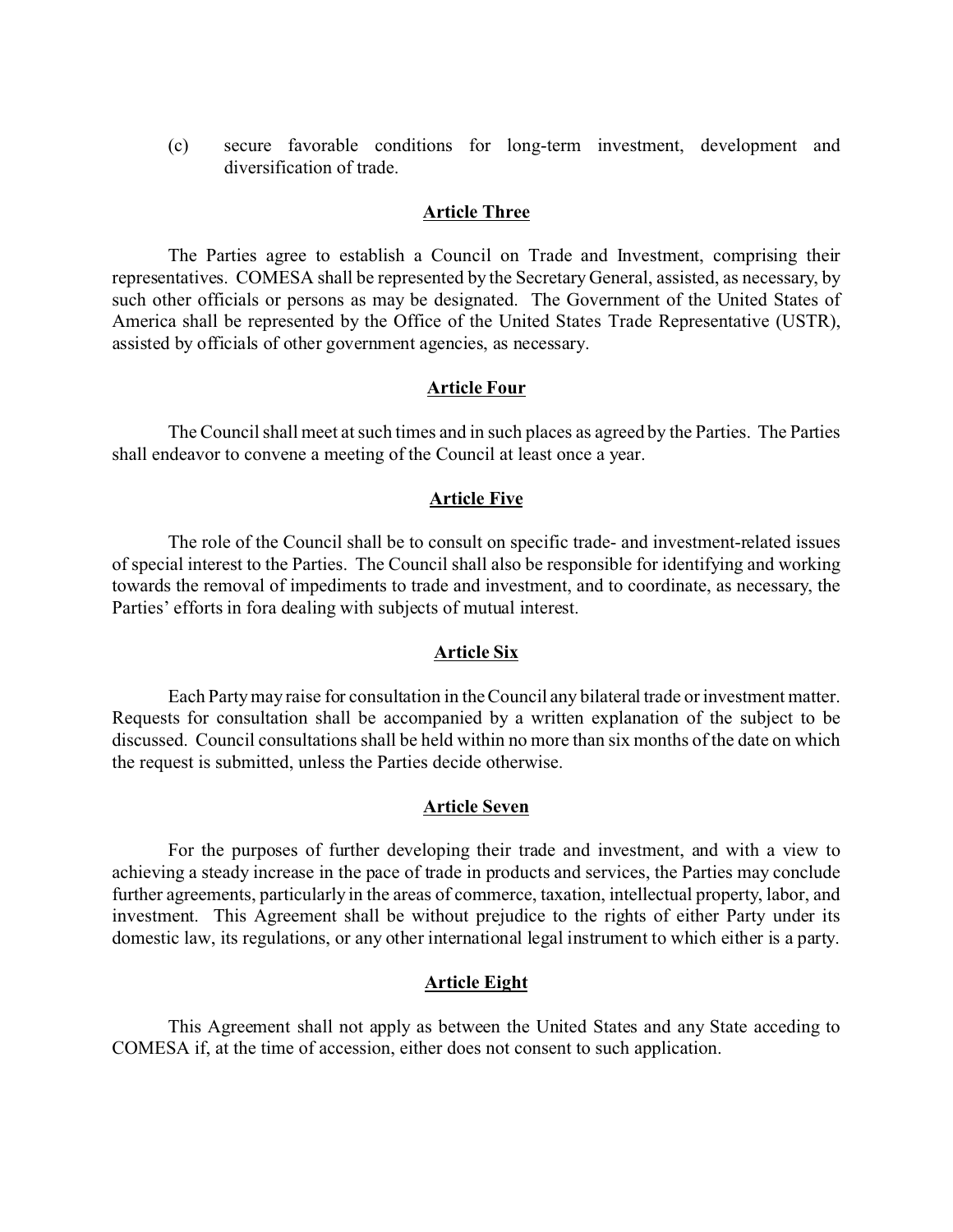(c) secure favorable conditions for long-term investment, development and diversification of trade.

**Article Three**

The Parties agree to establish a Council on Trade and Investment, comprising their representatives. COMESA shall be represented by the Secretary General, assisted, as necessary, by such other officials or persons as may be designated. The Government of the United States of America shall be represented by the Office of the United States Trade Representative (USTR), assisted by officials of other government agencies, as necessary.

**Article Four**

The Council shall meet at such times and in such places as agreed by the Parties. The Parties shall endeavor to convene a meeting of the Council at least once a year.

**Article Five**

The role of the Council shall be to consult on specific trade- and investment-related issues of special interest to the Parties. The Council shall also be responsible for identifying and working towards the removal of impediments to trade and investment, and to coordinate, as necessary, the Parties' efforts in fora dealing with subjects of mutual interest.

**Article Six**

Each Party may raise for consultation in the Council any bilateral trade or investment matter. Requests for consultation shall be accompanied by a written explanation of the subject to be discussed. Council consultations shall be held within no more than six months of the date on which the request is submitted, unless the Parties decide otherwise.

**Article Seven**

For the purposes of further developing their trade and investment, and with a view to achieving a steady increase in the pace of trade in products and services, the Parties may conclude further agreements, particularly in the areas of commerce, taxation, intellectual property, labor, and investment. This Agreement shall be without prejudice to the rights of either Party under its domestic law, its regulations, or any other international legal instrument to which either is a party.

**Article Eight**

This Agreement shall not apply as between the United States and any State acceding to COMESA if, at the time of accession, either does not consent to such application.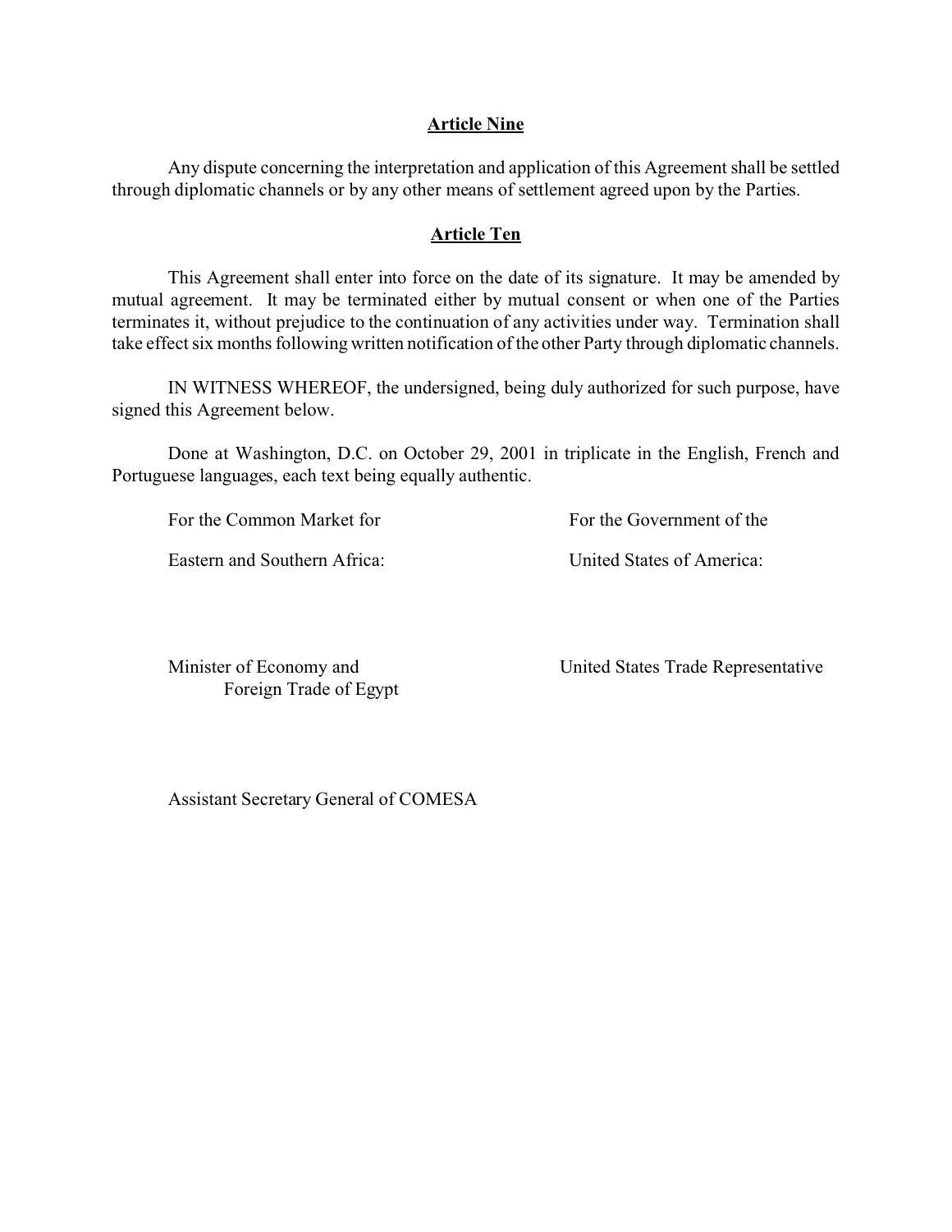**Article Nine**

Any dispute concerning the interpretation and application of this Agreement shall be settled through diplomatic channels or by any other means of settlement agreed upon by the Parties.

**Article Ten**

This Agreement shall enter into force on the date of its signature. It may be amended by mutual agreement. It may be terminated either by mutual consent or when one of the Parties terminates it, without prejudice to the continuation of any activities under way. Termination shall take effect six months following written notification of the other Party through diplomatic channels.

IN WITNESS WHEREOF, the undersigned, being duly authorized for such purpose, have signed this Agreement below.

Done at Washington, D.C. on October 29, 2001 in triplicate in the English, French and Portuguese languages, each text being equally authentic.

For the Common Market for Eastern and Southern Africa:

Minister of Economy and Foreign Trade of Egypt

Assistant Secretary General of COMESA

For the Government of the United States of America:

United States Trade Representative